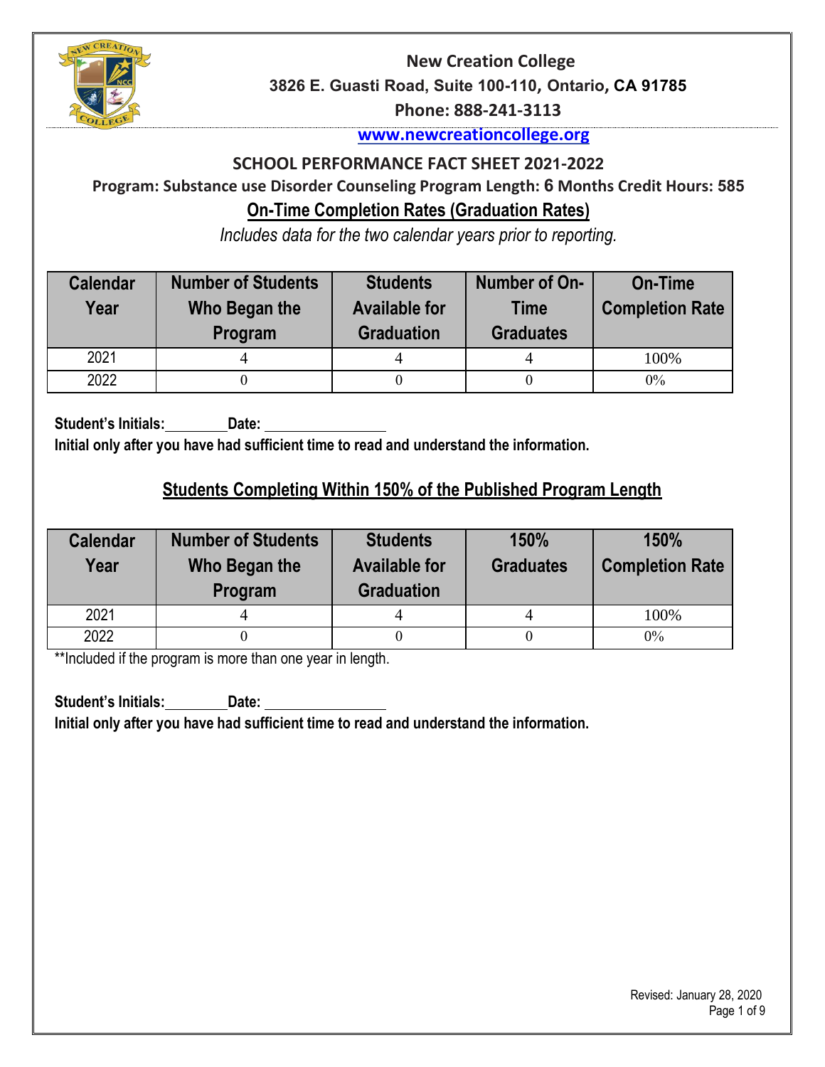# New Creation College

**3826 E. Guasti Road, Suite 100-110, Ontario, CA 91785**

**Phone: 888-241-3113**

**www.newcreationcollege.org**

## SCHOOL PERFORMANCE FACT SHEET 2021-2022

**Program: Substance use Disorder Counseling Program Length: 6 Months Credit Hours: 585**

### On-Time Completion Rates (Graduation Rates)

*Includes data for the two calendar years prior to reporting.*

| Calendar Year | Number of Students Who Began the Program | Students Available for Graduation | Number of On-Time Graduates | On-Time Completion Rate |
|---|---|---|---|---|
| 2021 | 4 | 4 | 4 | 100% |
| 2022 | 0 | 0 | 0 | 0% |

**Student's Initials:________Date: ________________**

**Initial only after you have had sufficient time to read and understand the information.**

### Students Completing Within 150% of the Published Program Length

| Calendar Year | Number of Students Who Began the Program | Students Available for Graduation | 150% Graduates | 150% Completion Rate |
|---|---|---|---|---|
| 2021 | 4 | 4 | 4 | 100% |
| 2022 | 0 | 0 | 0 | 0% |

**Included if the program is more than one year in length.

**Student's Initials:________Date: ________________**

**Initial only after you have had sufficient time to read and understand the information.**

Revised: January 28, 2020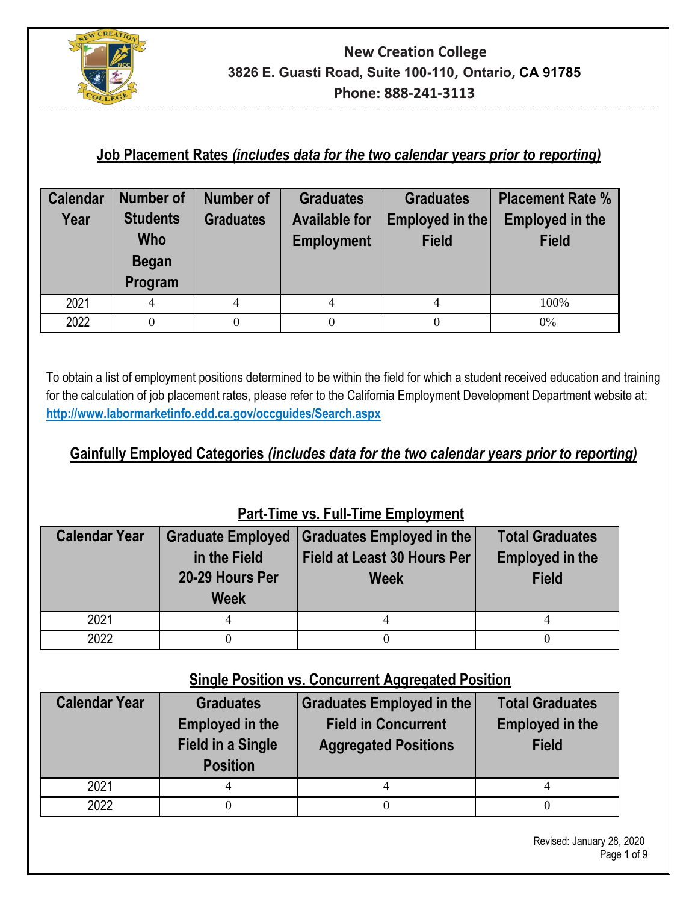**New Creation College**
**3826 E. Guasti Road, Suite 100-110, Ontario, CA 91785**
**Phone: 888-241-3113**

## Job Placement Rates *(includes data for the two calendar years prior to reporting)*

| Calendar Year | Number of Students Who Began Program | Number of Graduates | Graduates Available for Employment | Graduates Employed in the Field | Placement Rate % Employed in the Field |
|---|---|---|---|---|---|
| 2021 | 4 | 4 | 4 | 4 | 100% |
| 2022 | 0 | 0 | 0 | 0 | 0% |

To obtain a list of employment positions determined to be within the field for which a student received education and training for the calculation of job placement rates, please refer to the California Employment Development Department website at: **http://www.labormarketinfo.edd.ca.gov/occguides/Search.aspx**

## Gainfully Employed Categories *(includes data for the two calendar years prior to reporting)*

### Part-Time vs. Full-Time Employment

| Calendar Year | Graduate Employed in the Field 20-29 Hours Per Week | Graduates Employed in the Field at Least 30 Hours Per Week | Total Graduates Employed in the Field |
|---|---|---|---|
| 2021 | 4 | 4 | 4 |
| 2022 | 0 | 0 | 0 |

### Single Position vs. Concurrent Aggregated Position

| Calendar Year | Graduates Employed in the Field in a Single Position | Graduates Employed in the Field in Concurrent Aggregated Positions | Total Graduates Employed in the Field |
|---|---|---|---|
| 2021 | 4 | 4 | 4 |
| 2022 | 0 | 0 | 0 |

Revised: January 28, 2020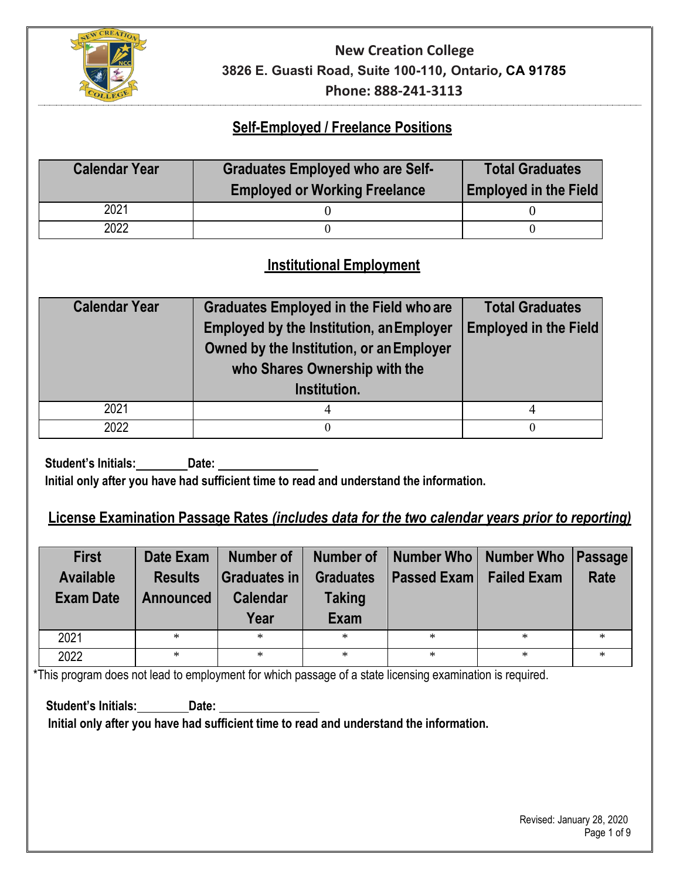**New Creation College**
**3826 E. Guasti Road, Suite 100-110, Ontario, CA 91785**
**Phone: 888-241-3113**

## Self-Employed / Freelance Positions

| Calendar Year | Graduates Employed who are Self-Employed or Working Freelance | Total Graduates Employed in the Field |
|---|---|---|
| 2021 | 0 | 0 |
| 2022 | 0 | 0 |

## Institutional Employment

| Calendar Year | Graduates Employed in the Field who are Employed by the Institution, an Employer Owned by the Institution, or an Employer who Shares Ownership with the Institution. | Total Graduates Employed in the Field |
|---|---|---|
| 2021 | 4 | 4 |
| 2022 | 0 | 0 |

**Student's Initials:________ Date: ________________**
**Initial only after you have had sufficient time to read and understand the information.**

## License Examination Passage Rates *(includes data for the two calendar years prior to reporting)*

| First Available Exam Date | Date Exam Results Announced | Number of Graduates in Calendar Year | Number of Graduates Taking Exam | Number Who Passed Exam | Number Who Failed Exam | Passage Rate |
|---|---|---|---|---|---|---|
| 2021 | * | * | * | * | * | * |
| 2022 | * | * | * | * | * | * |

*This program does not lead to employment for which passage of a state licensing examination is required.

**Student's Initials:________ Date: ________________**
**Initial only after you have had sufficient time to read and understand the information.**

Revised: January 28, 2020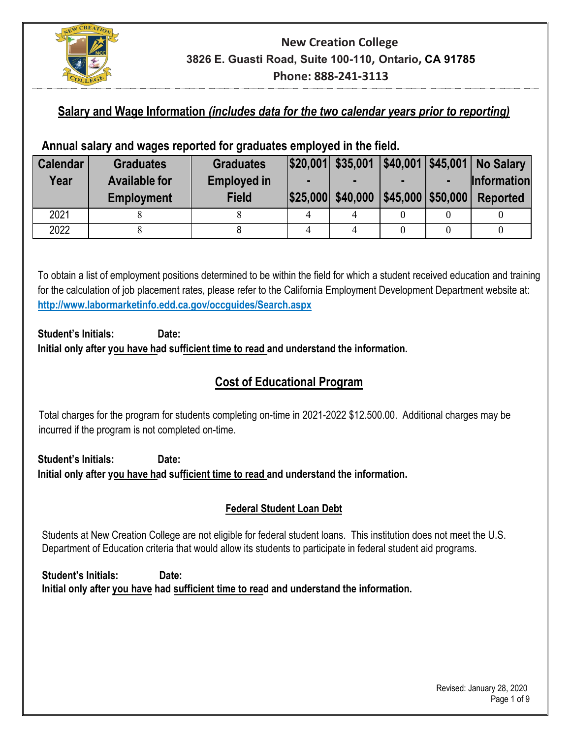**New Creation College**
**3826 E. Guasti Road, Suite 100-110, Ontario, CA 91785**
**Phone: 888-241-3113**

## Salary and Wage Information *(includes data for the two calendar years prior to reporting)*

### Annual salary and wages reported for graduates employed in the field.

| Calendar Year | Graduates Available for Employment | Graduates Employed in Field | \$20,001 - \$25,000 | \$35,001 - \$40,000 | \$40,001 - \$45,000 | \$45,001 - \$50,000 | No Salary Information Reported |
|---|---|---|---|---|---|---|---|
| 2021 | 8 | 8 | 4 | 4 | 0 | 0 | 0 |
| 2022 | 8 | 8 | 4 | 4 | 0 | 0 | 0 |

To obtain a list of employment positions determined to be within the field for which a student received education and training for the calculation of job placement rates, please refer to the California Employment Development Department website at: **http://www.labormarketinfo.edd.ca.gov/occguides/Search.aspx**

**Student's Initials: Date:**
**Initial only after you have had sufficient time to read and understand the information.**

## Cost of Educational Program

Total charges for the program for students completing on-time in 2021-2022 $12.500.00. Additional charges may be incurred if the program is not completed on-time.

**Student's Initials: Date:**
**Initial only after you have had sufficient time to read and understand the information.**

### Federal Student Loan Debt

Students at New Creation College are not eligible for federal student loans. This institution does not meet the U.S. Department of Education criteria that would allow its students to participate in federal student aid programs.

**Student's Initials: Date:**
**Initial only after you have had sufficient time to read and understand the information.**

Revised: January 28, 2020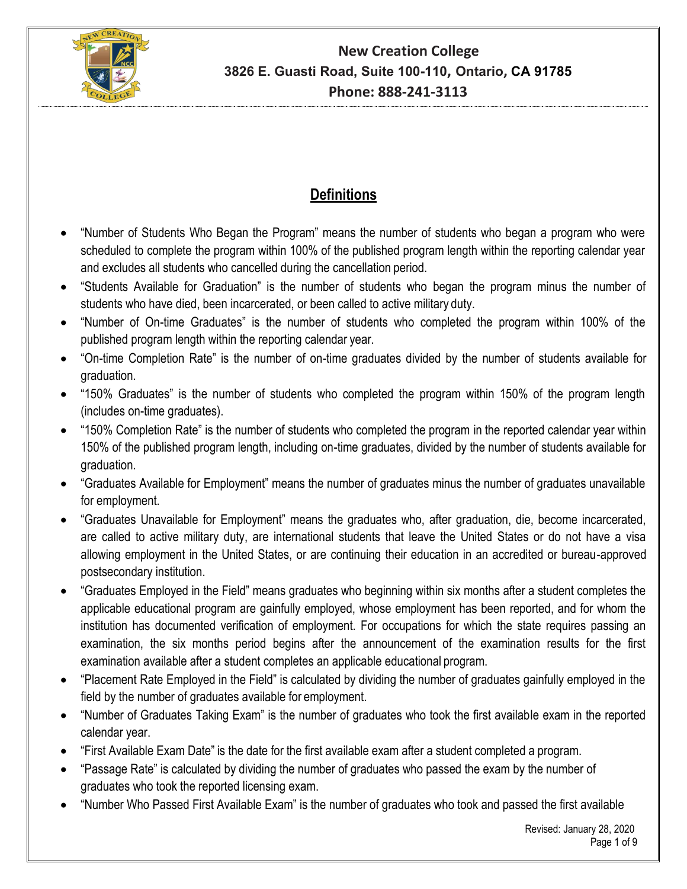# New Creation College

**3826 E. Guasti Road, Suite 100-110, Ontario, CA 91785**

**Phone: 888-241-3113**

## Definitions

- "Number of Students Who Began the Program" means the number of students who began a program who were scheduled to complete the program within 100% of the published program length within the reporting calendar year and excludes all students who cancelled during the cancellation period.
- "Students Available for Graduation" is the number of students who began the program minus the number of students who have died, been incarcerated, or been called to active military duty.
- "Number of On-time Graduates" is the number of students who completed the program within 100% of the published program length within the reporting calendar year.
- "On-time Completion Rate" is the number of on-time graduates divided by the number of students available for graduation.
- "150% Graduates" is the number of students who completed the program within 150% of the program length (includes on-time graduates).
- "150% Completion Rate" is the number of students who completed the program in the reported calendar year within 150% of the published program length, including on-time graduates, divided by the number of students available for graduation.
- "Graduates Available for Employment" means the number of graduates minus the number of graduates unavailable for employment.
- "Graduates Unavailable for Employment" means the graduates who, after graduation, die, become incarcerated, are called to active military duty, are international students that leave the United States or do not have a visa allowing employment in the United States, or are continuing their education in an accredited or bureau-approved postsecondary institution.
- "Graduates Employed in the Field" means graduates who beginning within six months after a student completes the applicable educational program are gainfully employed, whose employment has been reported, and for whom the institution has documented verification of employment. For occupations for which the state requires passing an examination, the six months period begins after the announcement of the examination results for the first examination available after a student completes an applicable educational program.
- "Placement Rate Employed in the Field" is calculated by dividing the number of graduates gainfully employed in the field by the number of graduates available for employment.
- "Number of Graduates Taking Exam" is the number of graduates who took the first available exam in the reported calendar year.
- "First Available Exam Date" is the date for the first available exam after a student completed a program.
- "Passage Rate" is calculated by dividing the number of graduates who passed the exam by the number of graduates who took the reported licensing exam.
- "Number Who Passed First Available Exam" is the number of graduates who took and passed the first available

Revised: January 28, 2020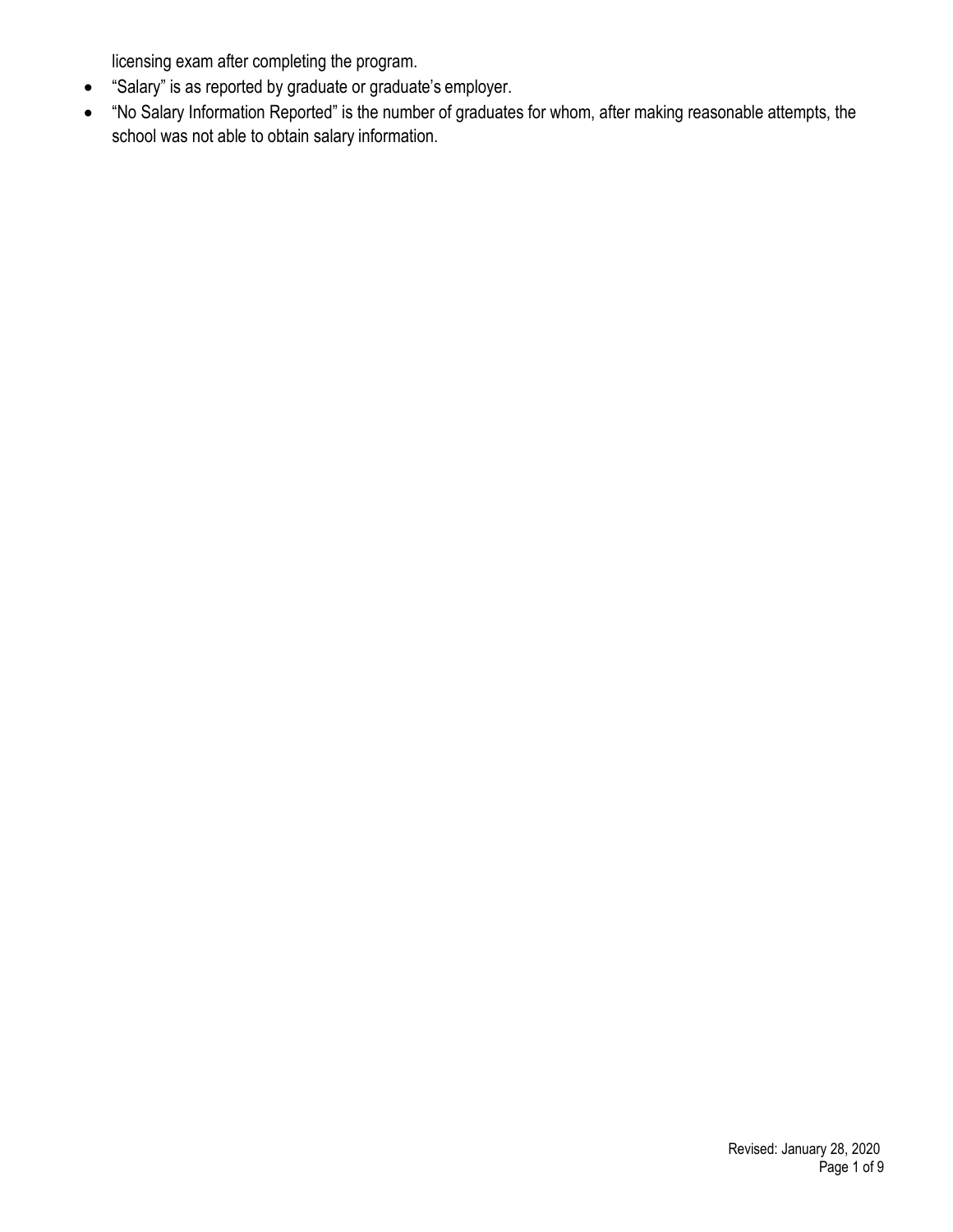licensing exam after completing the program.

- “Salary” is as reported by graduate or graduate’s employer.
- “No Salary Information Reported” is the number of graduates for whom, after making reasonable attempts, the school was not able to obtain salary information.

Revised: January 28, 2020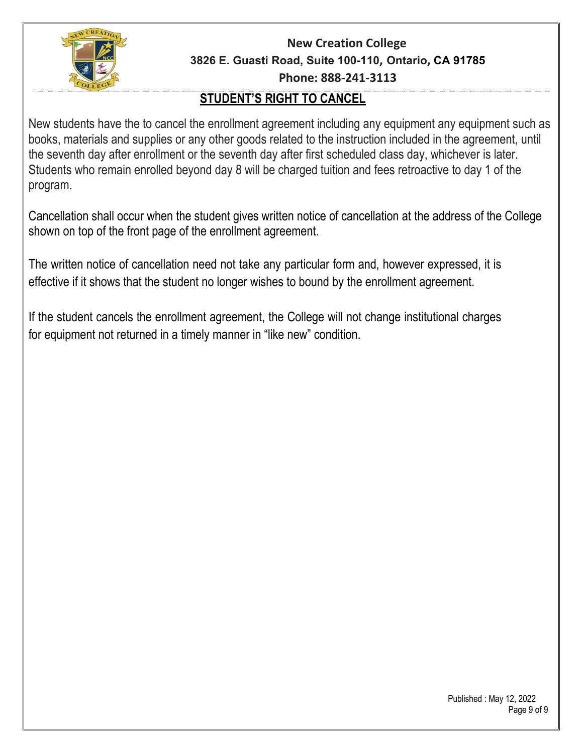**New Creation College**
**3826 E. Guasti Road, Suite 100-110, Ontario, CA 91785**
**Phone: 888-241-3113**

## STUDENT'S RIGHT TO CANCEL

New students have the to cancel the enrollment agreement including any equipment any equipment such as books, materials and supplies or any other goods related to the instruction included in the agreement, until the seventh day after enrollment or the seventh day after first scheduled class day, whichever is later. Students who remain enrolled beyond day 8 will be charged tuition and fees retroactive to day 1 of the program.

Cancellation shall occur when the student gives written notice of cancellation at the address of the College shown on top of the front page of the enrollment agreement.

The written notice of cancellation need not take any particular form and, however expressed, it is effective if it shows that the student no longer wishes to bound by the enrollment agreement.

If the student cancels the enrollment agreement, the College will not change institutional charges for equipment not returned in a timely manner in "like new" condition.

Published : May 12, 2022